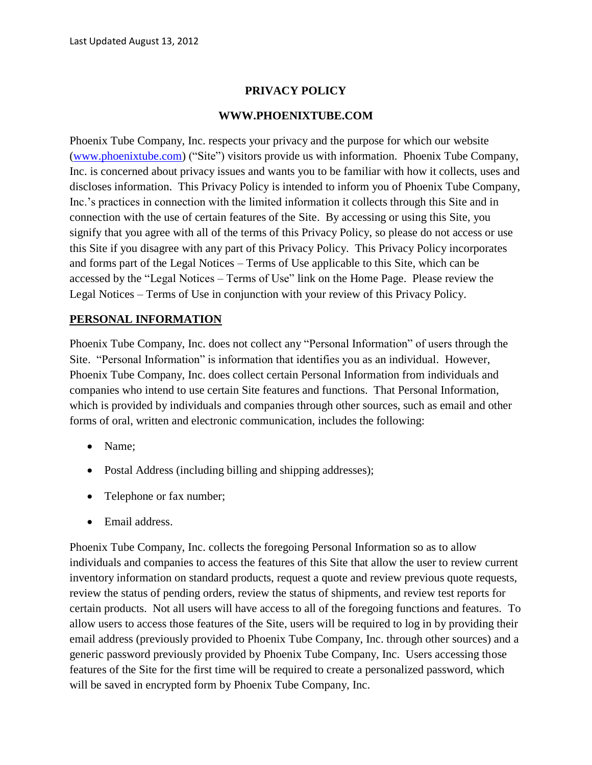Last Updated August 13, 2012

# PRIVACY POLICY

## WWW.PHOENIXTUBE.COM

Phoenix Tube Company, Inc. respects your privacy and the purpose for which our website ([www.phoenixtube.com](http://www.phoenixtube.com)) ("Site") visitors provide us with information. Phoenix Tube Company, Inc. is concerned about privacy issues and wants you to be familiar with how it collects, uses and discloses information. This Privacy Policy is intended to inform you of Phoenix Tube Company, Inc.'s practices in connection with the limited information it collects through this Site and in connection with the use of certain features of the Site. By accessing or using this Site, you signify that you agree with all of the terms of this Privacy Policy, so please do not access or use this Site if you disagree with any part of this Privacy Policy. This Privacy Policy incorporates and forms part of the Legal Notices – Terms of Use applicable to this Site, which can be accessed by the "Legal Notices – Terms of Use" link on the Home Page. Please review the Legal Notices – Terms of Use in conjunction with your review of this Privacy Policy.

## PERSONAL INFORMATION

Phoenix Tube Company, Inc. does not collect any "Personal Information" of users through the Site. "Personal Information" is information that identifies you as an individual. However, Phoenix Tube Company, Inc. does collect certain Personal Information from individuals and companies who intend to use certain Site features and functions. That Personal Information, which is provided by individuals and companies through other sources, such as email and other forms of oral, written and electronic communication, includes the following:

- Name;
- Postal Address (including billing and shipping addresses);
- Telephone or fax number;
- Email address.

Phoenix Tube Company, Inc. collects the foregoing Personal Information so as to allow individuals and companies to access the features of this Site that allow the user to review current inventory information on standard products, request a quote and review previous quote requests, review the status of pending orders, review the status of shipments, and review test reports for certain products. Not all users will have access to all of the foregoing functions and features. To allow users to access those features of the Site, users will be required to log in by providing their email address (previously provided to Phoenix Tube Company, Inc. through other sources) and a generic password previously provided by Phoenix Tube Company, Inc. Users accessing those features of the Site for the first time will be required to create a personalized password, which will be saved in encrypted form by Phoenix Tube Company, Inc.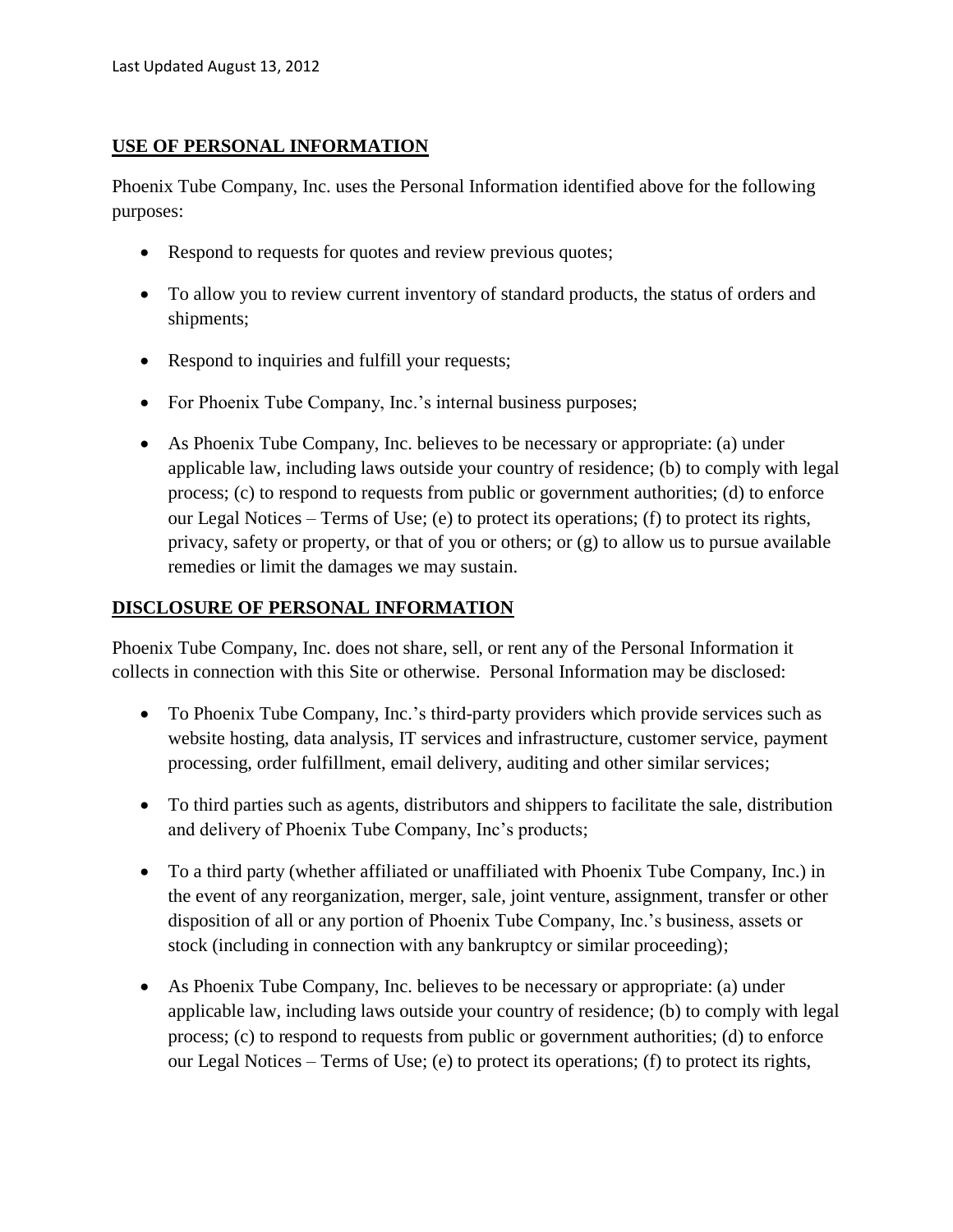Last Updated August 13, 2012

## USE OF PERSONAL INFORMATION

Phoenix Tube Company, Inc. uses the Personal Information identified above for the following purposes:

- Respond to requests for quotes and review previous quotes;
- To allow you to review current inventory of standard products, the status of orders and shipments;
- Respond to inquiries and fulfill your requests;
- For Phoenix Tube Company, Inc.'s internal business purposes;
- As Phoenix Tube Company, Inc. believes to be necessary or appropriate: (a) under applicable law, including laws outside your country of residence; (b) to comply with legal process; (c) to respond to requests from public or government authorities; (d) to enforce our Legal Notices – Terms of Use; (e) to protect its operations; (f) to protect its rights, privacy, safety or property, or that of you or others; or (g) to allow us to pursue available remedies or limit the damages we may sustain.

## DISCLOSURE OF PERSONAL INFORMATION

Phoenix Tube Company, Inc. does not share, sell, or rent any of the Personal Information it collects in connection with this Site or otherwise. Personal Information may be disclosed:

- To Phoenix Tube Company, Inc.'s third-party providers which provide services such as website hosting, data analysis, IT services and infrastructure, customer service, payment processing, order fulfillment, email delivery, auditing and other similar services;
- To third parties such as agents, distributors and shippers to facilitate the sale, distribution and delivery of Phoenix Tube Company, Inc's products;
- To a third party (whether affiliated or unaffiliated with Phoenix Tube Company, Inc.) in the event of any reorganization, merger, sale, joint venture, assignment, transfer or other disposition of all or any portion of Phoenix Tube Company, Inc.'s business, assets or stock (including in connection with any bankruptcy or similar proceeding);
- As Phoenix Tube Company, Inc. believes to be necessary or appropriate: (a) under applicable law, including laws outside your country of residence; (b) to comply with legal process; (c) to respond to requests from public or government authorities; (d) to enforce our Legal Notices – Terms of Use; (e) to protect its operations; (f) to protect its rights,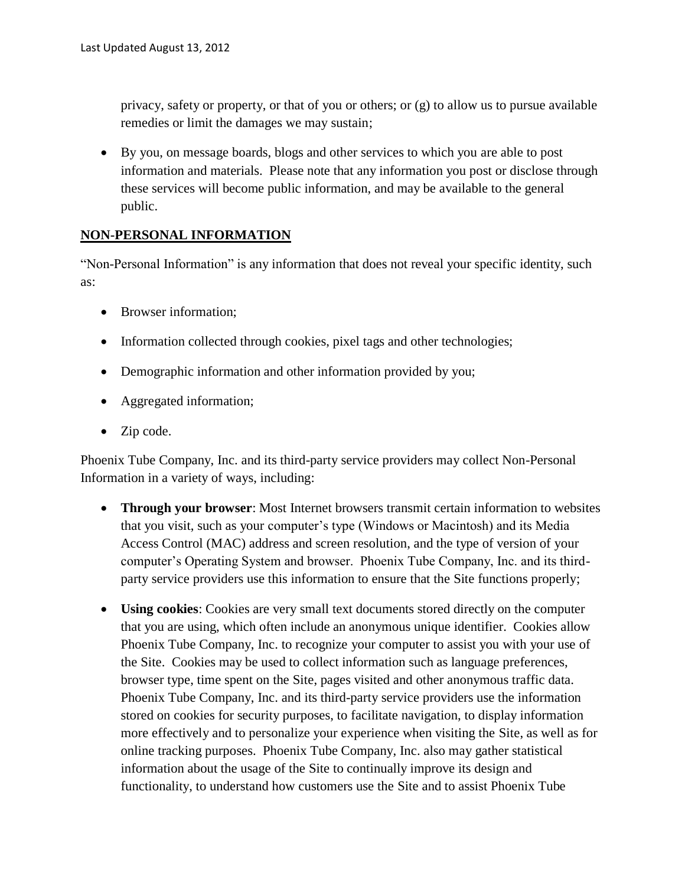privacy, safety or property, or that of you or others; or (g) to allow us to pursue available remedies or limit the damages we may sustain;

- By you, on message boards, blogs and other services to which you are able to post information and materials. Please note that any information you post or disclose through these services will become public information, and may be available to the general public.

## NON-PERSONAL INFORMATION

"Non-Personal Information" is any information that does not reveal your specific identity, such as:

- Browser information;
- Information collected through cookies, pixel tags and other technologies;
- Demographic information and other information provided by you;
- Aggregated information;
- Zip code.

Phoenix Tube Company, Inc. and its third-party service providers may collect Non-Personal Information in a variety of ways, including:

- **Through your browser**: Most Internet browsers transmit certain information to websites that you visit, such as your computer's type (Windows or Macintosh) and its Media Access Control (MAC) address and screen resolution, and the type of version of your computer's Operating System and browser. Phoenix Tube Company, Inc. and its third-party service providers use this information to ensure that the Site functions properly;

- **Using cookies**: Cookies are very small text documents stored directly on the computer that you are using, which often include an anonymous unique identifier. Cookies allow Phoenix Tube Company, Inc. to recognize your computer to assist you with your use of the Site. Cookies may be used to collect information such as language preferences, browser type, time spent on the Site, pages visited and other anonymous traffic data. Phoenix Tube Company, Inc. and its third-party service providers use the information stored on cookies for security purposes, to facilitate navigation, to display information more effectively and to personalize your experience when visiting the Site, as well as for online tracking purposes. Phoenix Tube Company, Inc. also may gather statistical information about the usage of the Site to continually improve its design and functionality, to understand how customers use the Site and to assist Phoenix Tube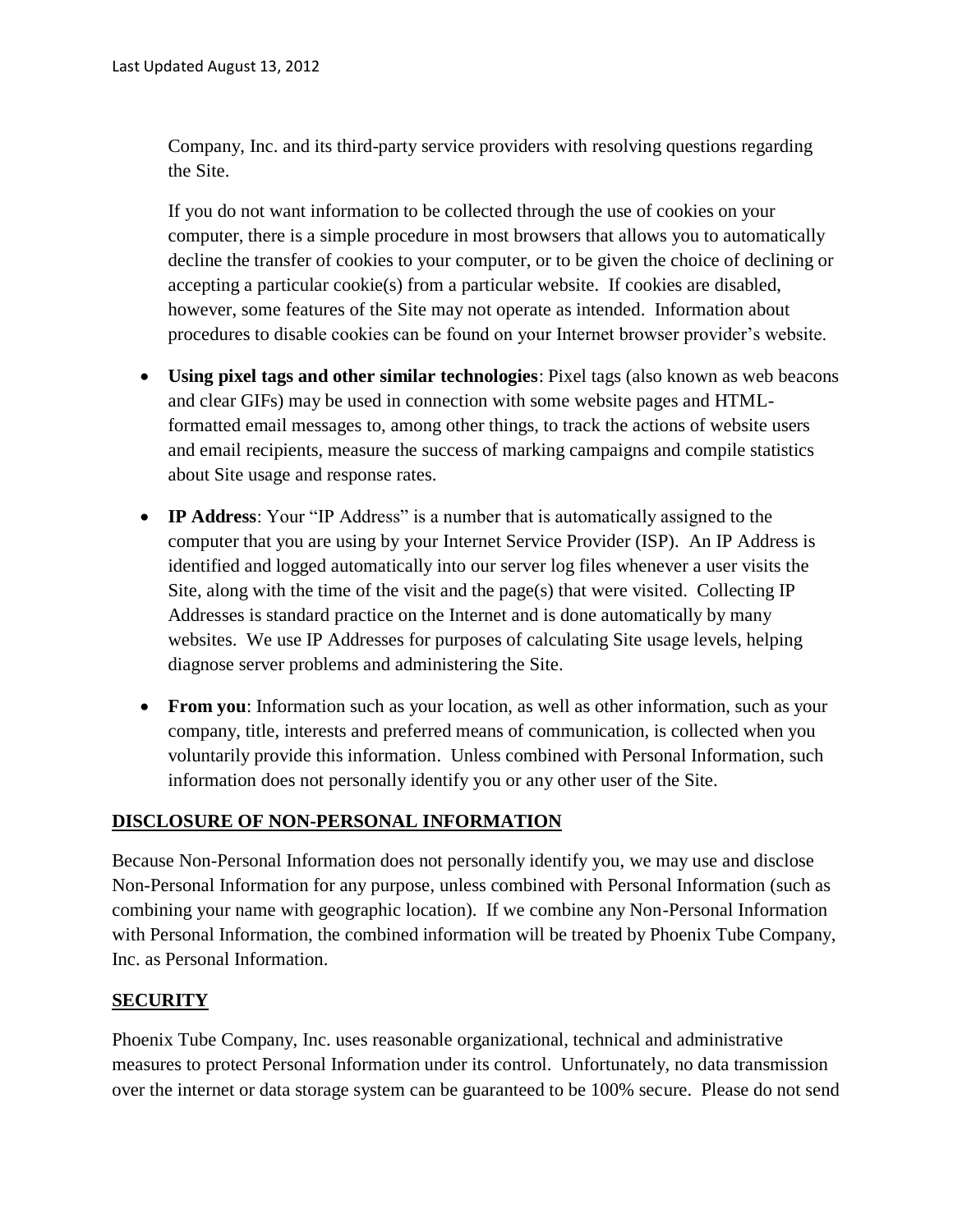Company, Inc. and its third-party service providers with resolving questions regarding the Site.

If you do not want information to be collected through the use of cookies on your computer, there is a simple procedure in most browsers that allows you to automatically decline the transfer of cookies to your computer, or to be given the choice of declining or accepting a particular cookie(s) from a particular website. If cookies are disabled, however, some features of the Site may not operate as intended. Information about procedures to disable cookies can be found on your Internet browser provider's website.

- **Using pixel tags and other similar technologies**: Pixel tags (also known as web beacons and clear GIFs) may be used in connection with some website pages and HTML-formatted email messages to, among other things, to track the actions of website users and email recipients, measure the success of marking campaigns and compile statistics about Site usage and response rates.
- **IP Address**: Your "IP Address" is a number that is automatically assigned to the computer that you are using by your Internet Service Provider (ISP). An IP Address is identified and logged automatically into our server log files whenever a user visits the Site, along with the time of the visit and the page(s) that were visited. Collecting IP Addresses is standard practice on the Internet and is done automatically by many websites. We use IP Addresses for purposes of calculating Site usage levels, helping diagnose server problems and administering the Site.
- **From you**: Information such as your location, as well as other information, such as your company, title, interests and preferred means of communication, is collected when you voluntarily provide this information. Unless combined with Personal Information, such information does not personally identify you or any other user of the Site.

## DISCLOSURE OF NON-PERSONAL INFORMATION

Because Non-Personal Information does not personally identify you, we may use and disclose Non-Personal Information for any purpose, unless combined with Personal Information (such as combining your name with geographic location). If we combine any Non-Personal Information with Personal Information, the combined information will be treated by Phoenix Tube Company, Inc. as Personal Information.

## SECURITY

Phoenix Tube Company, Inc. uses reasonable organizational, technical and administrative measures to protect Personal Information under its control. Unfortunately, no data transmission over the internet or data storage system can be guaranteed to be 100% secure. Please do not send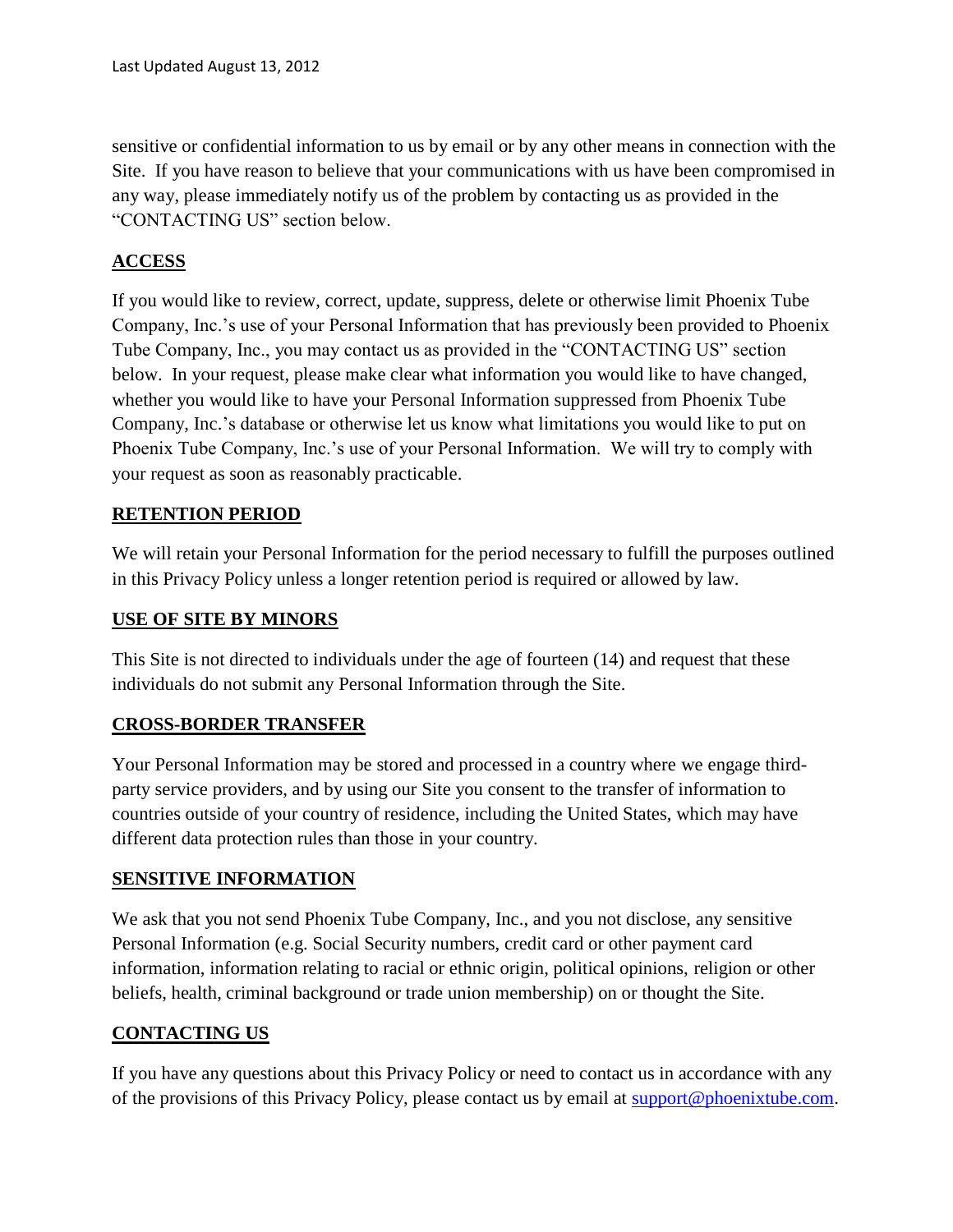sensitive or confidential information to us by email or by any other means in connection with the Site. If you have reason to believe that your communications with us have been compromised in any way, please immediately notify us of the problem by contacting us as provided in the "CONTACTING US" section below.

## ACCESS

If you would like to review, correct, update, suppress, delete or otherwise limit Phoenix Tube Company, Inc.'s use of your Personal Information that has previously been provided to Phoenix Tube Company, Inc., you may contact us as provided in the "CONTACTING US" section below. In your request, please make clear what information you would like to have changed, whether you would like to have your Personal Information suppressed from Phoenix Tube Company, Inc.'s database or otherwise let us know what limitations you would like to put on Phoenix Tube Company, Inc.'s use of your Personal Information. We will try to comply with your request as soon as reasonably practicable.

## RETENTION PERIOD

We will retain your Personal Information for the period necessary to fulfill the purposes outlined in this Privacy Policy unless a longer retention period is required or allowed by law.

## USE OF SITE BY MINORS

This Site is not directed to individuals under the age of fourteen (14) and request that these individuals do not submit any Personal Information through the Site.

## CROSS-BORDER TRANSFER

Your Personal Information may be stored and processed in a country where we engage third-party service providers, and by using our Site you consent to the transfer of information to countries outside of your country of residence, including the United States, which may have different data protection rules than those in your country.

## SENSITIVE INFORMATION

We ask that you not send Phoenix Tube Company, Inc., and you not disclose, any sensitive Personal Information (e.g. Social Security numbers, credit card or other payment card information, information relating to racial or ethnic origin, political opinions, religion or other beliefs, health, criminal background or trade union membership) on or thought the Site.

## CONTACTING US

If you have any questions about this Privacy Policy or need to contact us in accordance with any of the provisions of this Privacy Policy, please contact us by email at support@phoenixtube.com.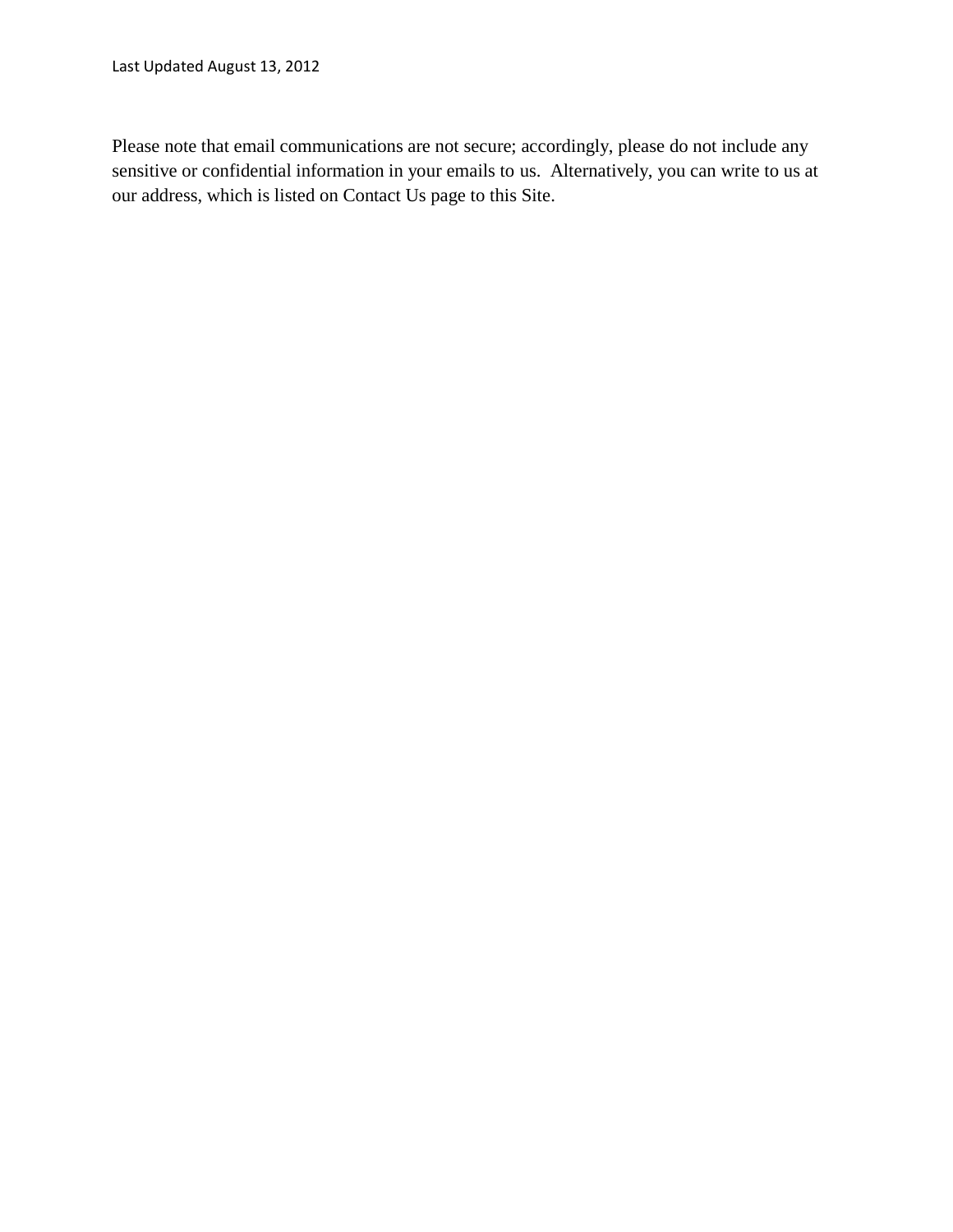Please note that email communications are not secure; accordingly, please do not include any sensitive or confidential information in your emails to us. Alternatively, you can write to us at our address, which is listed on Contact Us page to this Site.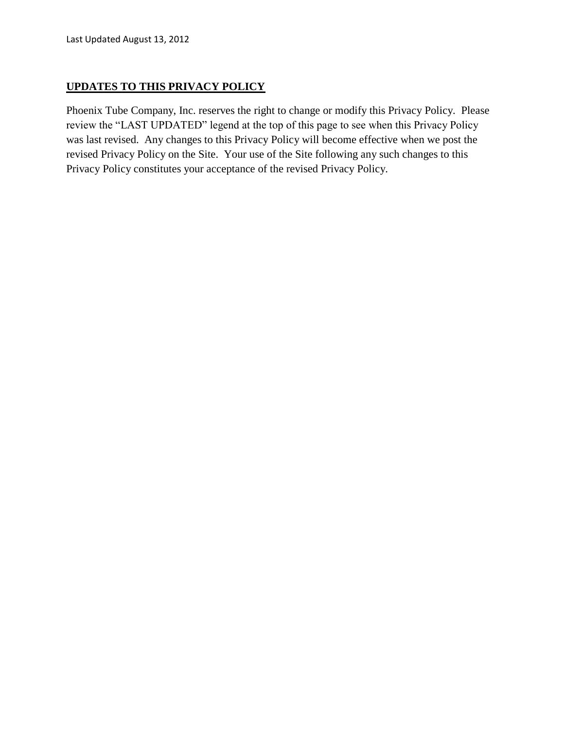## UPDATES TO THIS PRIVACY POLICY

Phoenix Tube Company, Inc. reserves the right to change or modify this Privacy Policy. Please review the "LAST UPDATED" legend at the top of this page to see when this Privacy Policy was last revised. Any changes to this Privacy Policy will become effective when we post the revised Privacy Policy on the Site. Your use of the Site following any such changes to this Privacy Policy constitutes your acceptance of the revised Privacy Policy.